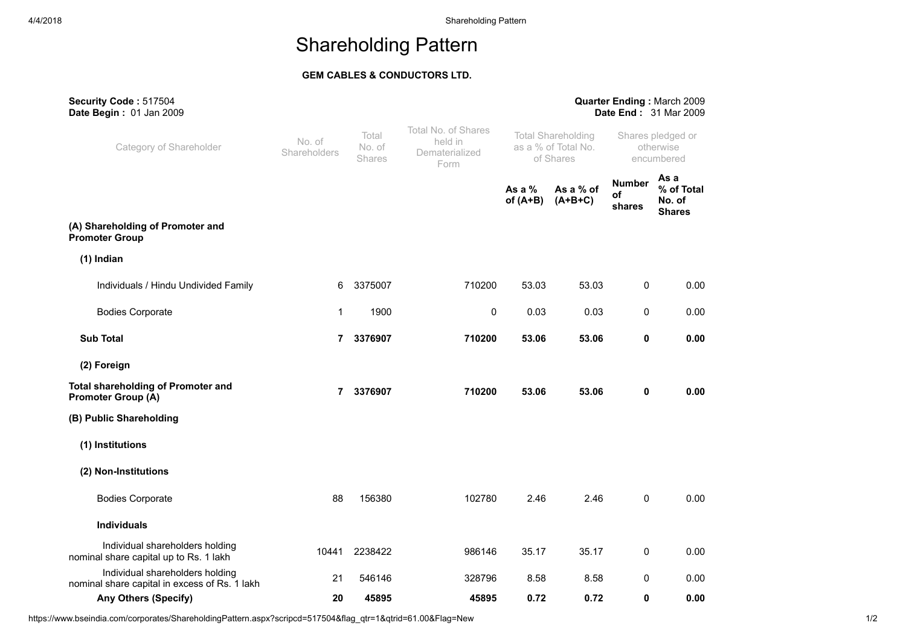# Shareholding Pattern

**GEM CABLES & CONDUCTORS LTD.**

**Security Code :** 517504
**Date Begin :** 01 Jan 2009

**Quarter Ending :** March 2009
**Date End :** 31 Mar 2009

| Category of Shareholder | No. of Shareholders | Total No. of Shares | Total No. of Shares held in Dematerialized Form | Total Shareholding as a % of Total No. of Shares | | Shares pledged or otherwise encumbered | |
|---|---|---|---|---|---|---|---|
| | | | | **As a % of (A+B)** | **As a % of (A+B+C)** | **Number of shares** | **As a % of Total No. of Shares** |
| **(A) Shareholding of Promoter and Promoter Group** | | | | | | | |
| **(1) Indian** | | | | | | | |
| Individuals / Hindu Undivided Family | 6 | 3375007 | 710200 | 53.03 | 53.03 | 0 | 0.00 |
| Bodies Corporate | 1 | 1900 | 0 | 0.03 | 0.03 | 0 | 0.00 |
| **Sub Total** | **7** | **3376907** | **710200** | **53.06** | **53.06** | **0** | **0.00** |
| **(2) Foreign** | | | | | | | |
| **Total shareholding of Promoter and Promoter Group (A)** | **7** | **3376907** | **710200** | **53.06** | **53.06** | **0** | **0.00** |
| **(B) Public Shareholding** | | | | | | | |
| **(1) Institutions** | | | | | | | |
| **(2) Non-Institutions** | | | | | | | |
| Bodies Corporate | 88 | 156380 | 102780 | 2.46 | 2.46 | 0 | 0.00 |
| **Individuals** | | | | | | | |
| Individual shareholders holding nominal share capital up to Rs. 1 lakh | 10441 | 2238422 | 986146 | 35.17 | 35.17 | 0 | 0.00 |
| Individual shareholders holding nominal share capital in excess of Rs. 1 lakh | 21 | 546146 | 328796 | 8.58 | 8.58 | 0 | 0.00 |
| **Any Others (Specify)** | **20** | **45895** | **45895** | **0.72** | **0.72** | **0** | **0.00** |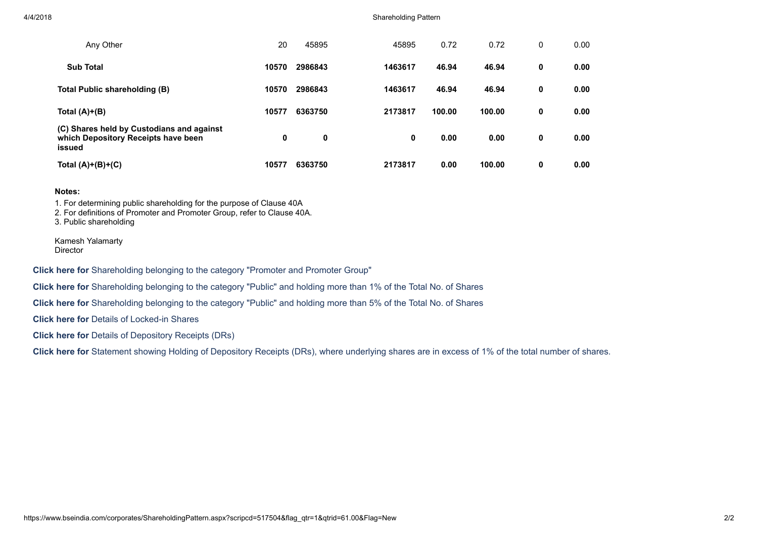| | | | | | | | |
|---|---|---|---|---|---|---|---|
| Any Other | 20 | 45895 | 45895 | 0.72 | 0.72 | 0 | 0.00 |
| **Sub Total** | **10570** | **2986843** | **1463617** | **46.94** | **46.94** | **0** | **0.00** |
| **Total Public shareholding (B)** | **10570** | **2986843** | **1463617** | **46.94** | **46.94** | **0** | **0.00** |
| **Total (A)+(B)** | **10577** | **6363750** | **2173817** | **100.00** | **100.00** | **0** | **0.00** |
| **(C) Shares held by Custodians and against which Depository Receipts have been issued** | **0** | **0** | **0** | **0.00** | **0.00** | **0** | **0.00** |
| **Total (A)+(B)+(C)** | **10577** | **6363750** | **2173817** | **0.00** | **100.00** | **0** | **0.00** |

**Notes:**

1. For determining public shareholding for the purpose of Clause 40A
2. For definitions of Promoter and Promoter Group, refer to Clause 40A.
3. Public shareholding

Kamesh Yalamarty
Director

**Click here for** Shareholding belonging to the category "Promoter and Promoter Group"

**Click here for** Shareholding belonging to the category "Public" and holding more than 1% of the Total No. of Shares

**Click here for** Shareholding belonging to the category "Public" and holding more than 5% of the Total No. of Shares

**Click here for** Details of Locked-in Shares

**Click here for** Details of Depository Receipts (DRs)

**Click here for** Statement showing Holding of Depository Receipts (DRs), where underlying shares are in excess of 1% of the total number of shares.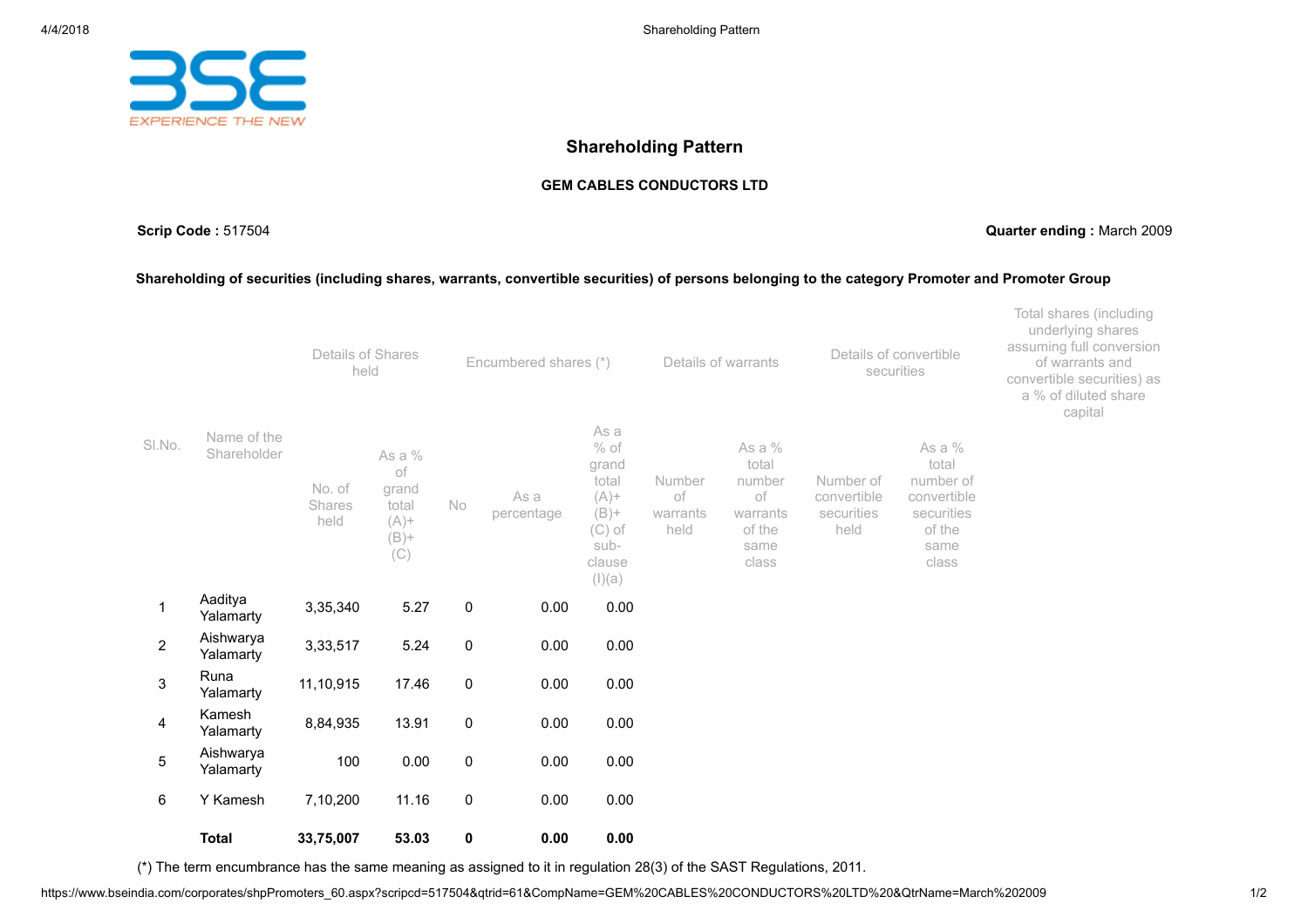# Shareholding Pattern

**GEM CABLES CONDUCTORS LTD**

**Scrip Code :** 517504 **Quarter ending :** March 2009

**Shareholding of securities (including shares, warrants, convertible securities) of persons belonging to the category Promoter and Promoter Group**

| Sl.No. | Name of the Shareholder | Details of Shares held | | Encumbered shares (*) | | | Details of warrants | | Details of convertible securities | | Total shares (including underlying shares assuming full conversion of warrants and convertible securities) as a % of diluted share capital |
|---|---|---|---|---|---|---|---|---|---|---|---|
| | | No. of Shares held | As a % of grand total (A)+(B)+(C) | No | As a percentage | As a % of grand total (A)+(B)+(C) of sub-clause (I)(a) | Number of warrants held | As a % total number of warrants of the same class | Number of convertible securities held | As a % total number of convertible securities of the same class | |
| 1 | Aaditya Yalamarty | 3,35,340 | 5.27 | 0 | 0.00 | 0.00 | | | | | |
| 2 | Aishwarya Yalamarty | 3,33,517 | 5.24 | 0 | 0.00 | 0.00 | | | | | |
| 3 | Runa Yalamarty | 11,10,915 | 17.46 | 0 | 0.00 | 0.00 | | | | | |
| 4 | Kamesh Yalamarty | 8,84,935 | 13.91 | 0 | 0.00 | 0.00 | | | | | |
| 5 | Aishwarya Yalamarty | 100 | 0.00 | 0 | 0.00 | 0.00 | | | | | |
| 6 | Y Kamesh | 7,10,200 | 11.16 | 0 | 0.00 | 0.00 | | | | | |
| | **Total** | **33,75,007** | **53.03** | **0** | **0.00** | **0.00** | | | | | |

(*) The term encumbrance has the same meaning as assigned to it in regulation 28(3) of the SAST Regulations, 2011.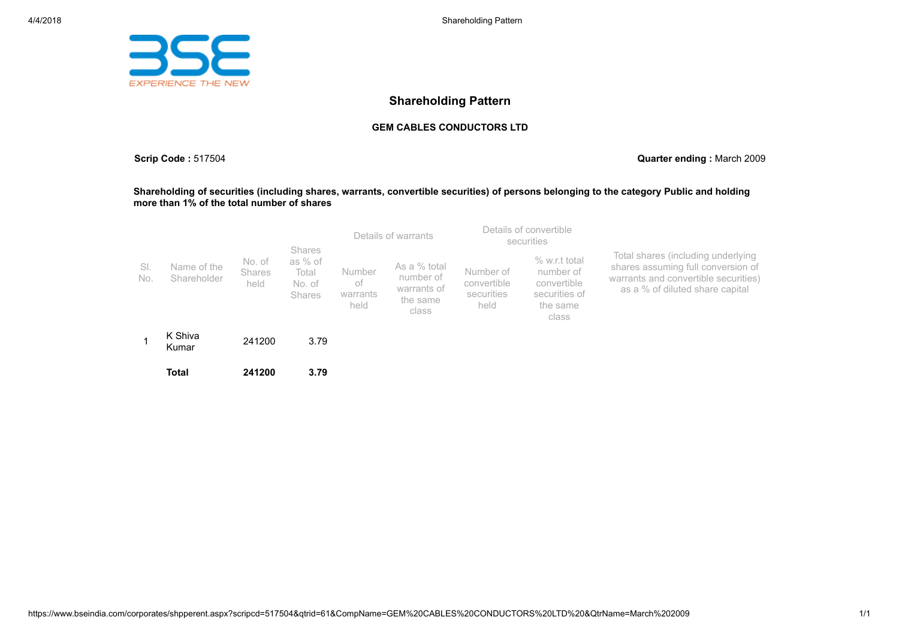# Shareholding Pattern

**GEM CABLES CONDUCTORS LTD**

**Scrip Code :** 517504

**Quarter ending :** March 2009

**Shareholding of securities (including shares, warrants, convertible securities) of persons belonging to the category Public and holding more than 1% of the total number of shares**

| Sl. No. | Name of the Shareholder | No. of Shares held | Shares as % of Total No. of Shares | Details of warrants | | Details of convertible securities | | Total shares (including underlying shares assuming full conversion of warrants and convertible securities) as a % of diluted share capital |
|---|---|---|---|---|---|---|---|---|
| | | | | Number of warrants held | As a % total number of warrants of the same class | Number of convertible securities held | % w.r.t total number of convertible securities of the same class | |
| 1 | K Shiva Kumar | 241200 | 3.79 | | | | | |
| | **Total** | **241200** | **3.79** | | | | | |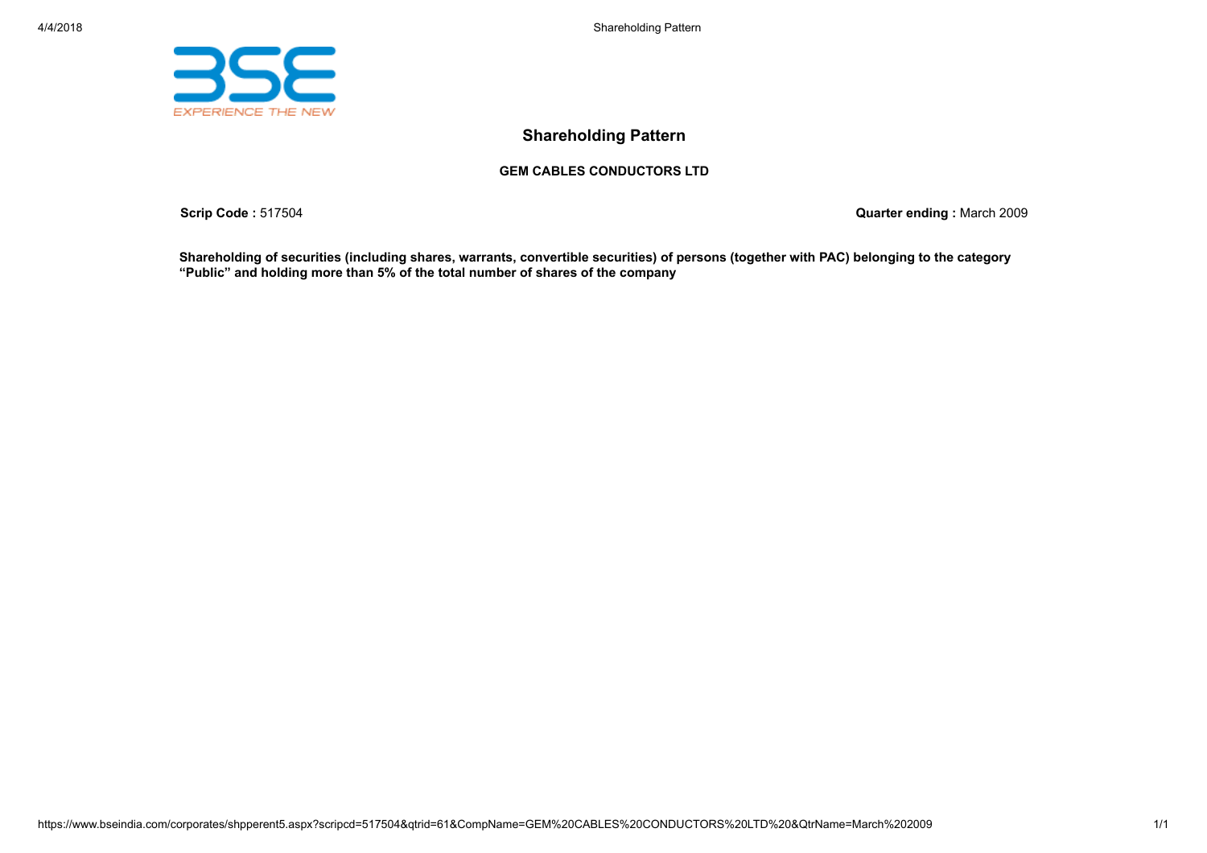# Shareholding Pattern

**GEM CABLES CONDUCTORS LTD**

**Scrip Code :** 517504

**Quarter ending :** March 2009

**Shareholding of securities (including shares, warrants, convertible securities) of persons (together with PAC) belonging to the category "Public" and holding more than 5% of the total number of shares of the company**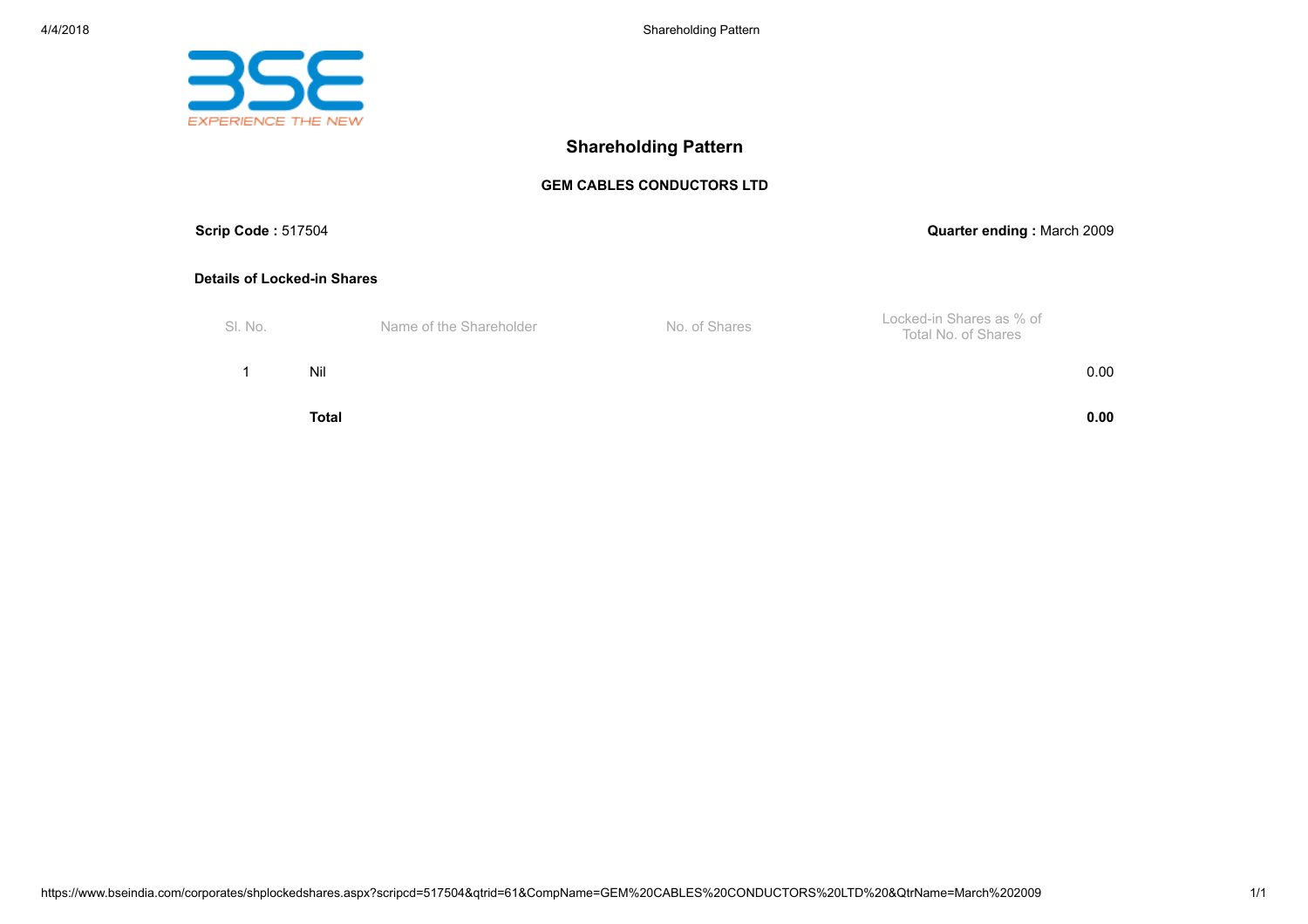# Shareholding Pattern

## GEM CABLES CONDUCTORS LTD

**Scrip Code :** 517504

**Quarter ending :** March 2009

### Details of Locked-in Shares

| Sl. No. | Name of the Shareholder | No. of Shares | Locked-in Shares as % of Total No. of Shares |
|---|---|---|---|
| 1 | Nil | | 0.00 |
| | **Total** | | **0.00** |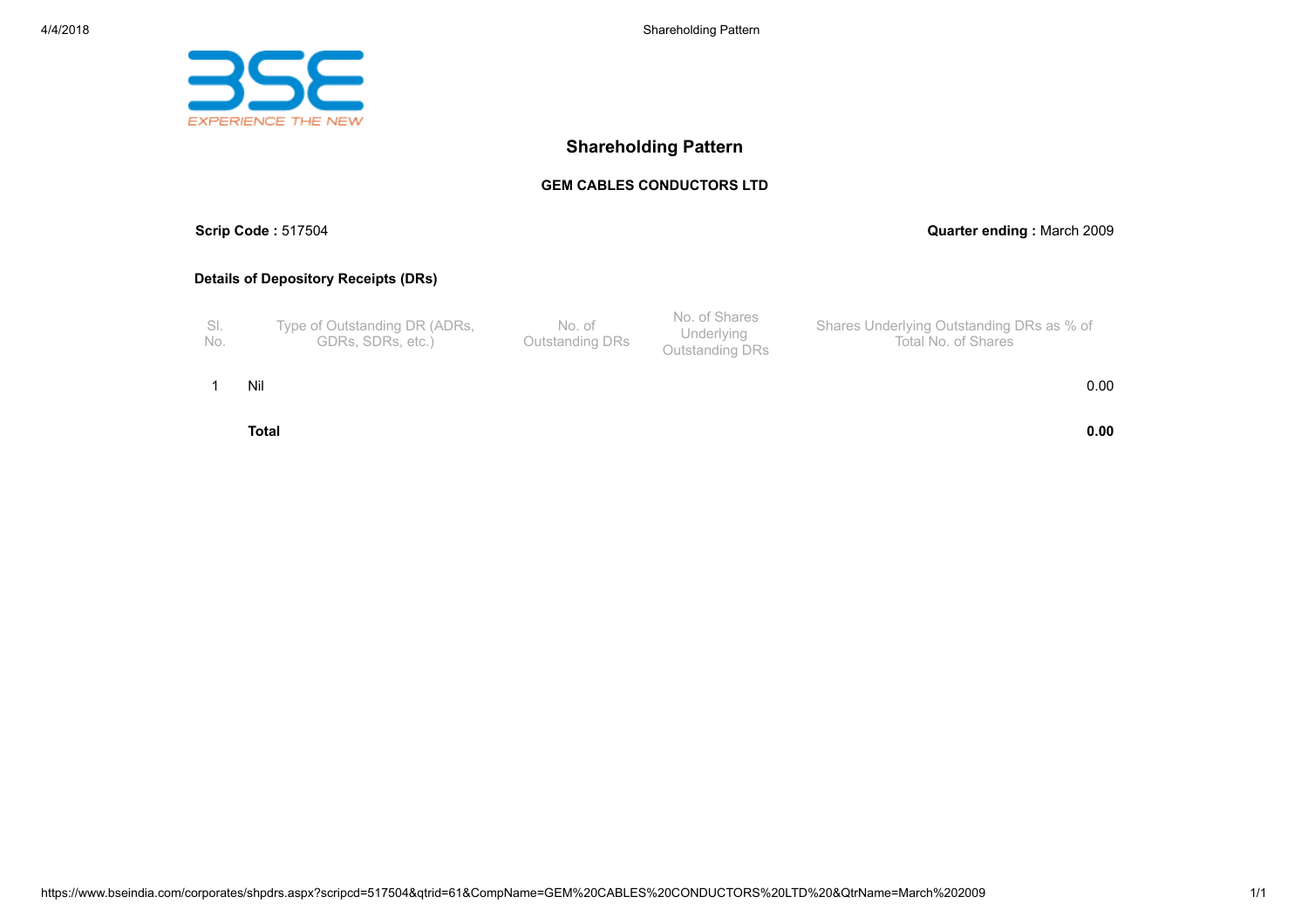# Shareholding Pattern

## GEM CABLES CONDUCTORS LTD

**Scrip Code :** 517504

**Quarter ending :** March 2009

### Details of Depository Receipts (DRs)

| Sl. No. | Type of Outstanding DR (ADRs, GDRs, SDRs, etc.) | No. of Outstanding DRs | No. of Shares Underlying Outstanding DRs | Shares Underlying Outstanding DRs as % of Total No. of Shares |
|---|---|---|---|---|
| 1 | Nil | | | 0.00 |
| | **Total** | | | **0.00** |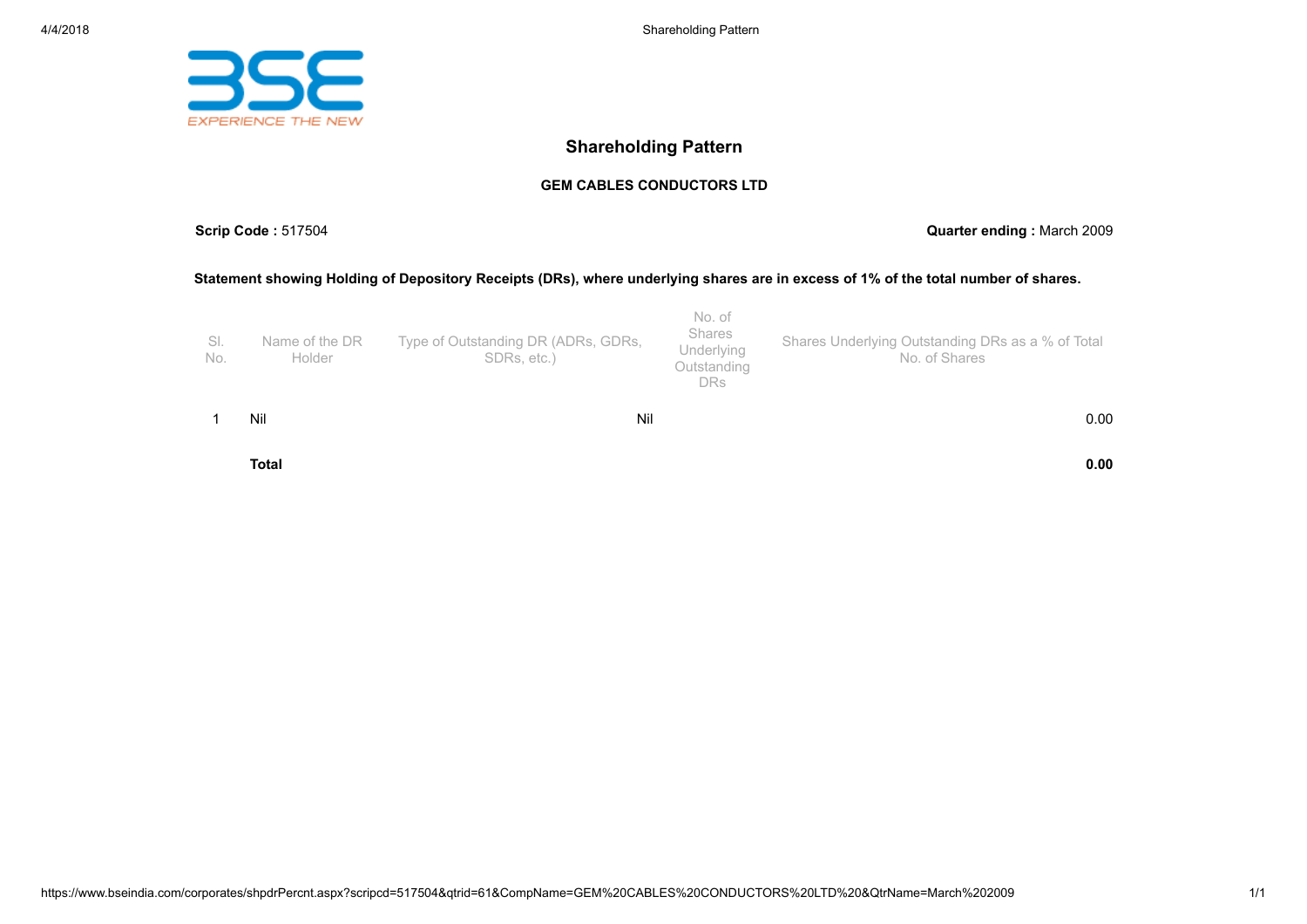# Shareholding Pattern

**GEM CABLES CONDUCTORS LTD**

**Scrip Code :** 517504

**Quarter ending :** March 2009

**Statement showing Holding of Depository Receipts (DRs), where underlying shares are in excess of 1% of the total number of shares.**

| Sl. No. | Name of the DR Holder | Type of Outstanding DR (ADRs, GDRs, SDRs, etc.) | No. of Shares Underlying Outstanding DRs | Shares Underlying Outstanding DRs as a % of Total No. of Shares |
|---|---|---|---|---|
| 1 | Nil | | Nil | 0.00 |
| | **Total** | | | **0.00** |